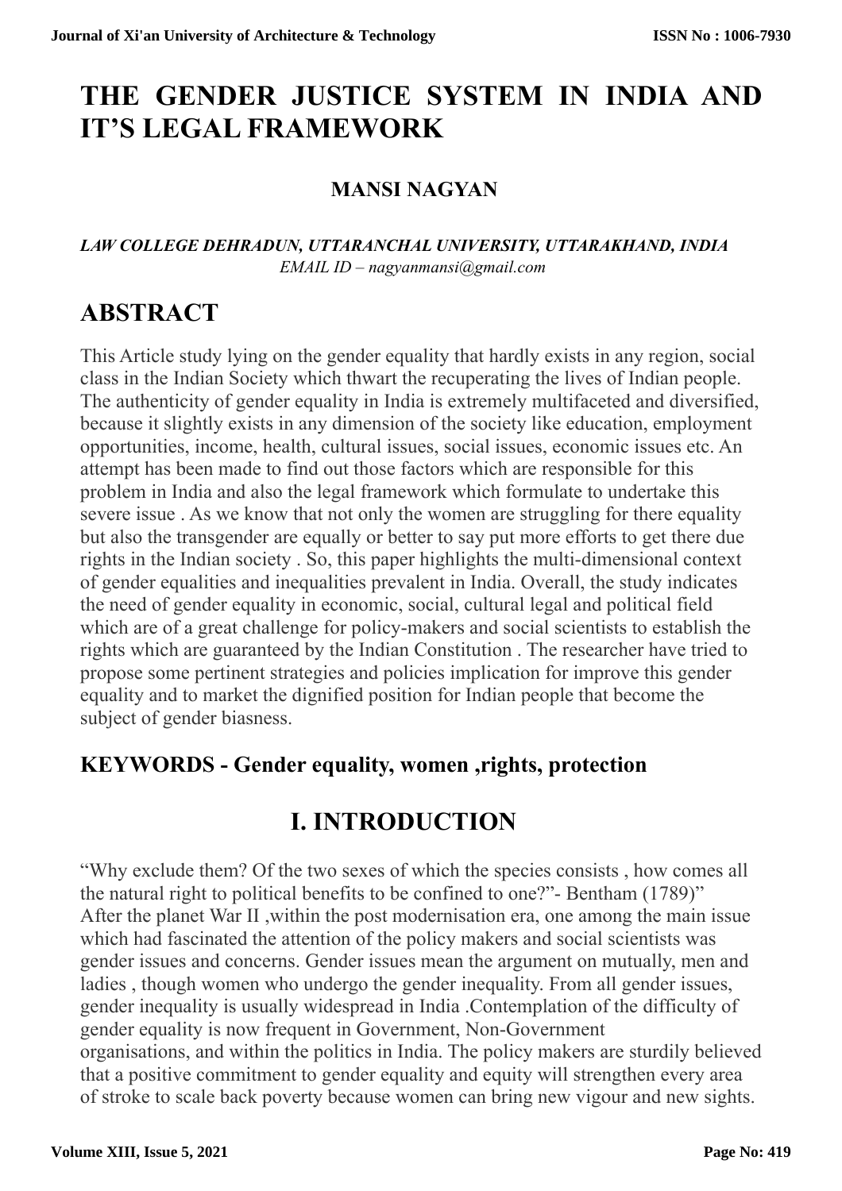# THE GENDER JUSTICE SYSTEM IN INDIA AND IT'S LEGAL FRAMEWORK

**MANSI NAGYAN**

***LAW COLLEGE DEHRADUN, UTTARANCHAL UNIVERSITY, UTTARAKHAND, INDIA***
*EMAIL ID – nagyanmansi@gmail.com*

## ABSTRACT

This Article study lying on the gender equality that hardly exists in any region, social class in the Indian Society which thwart the recuperating the lives of Indian people. The authenticity of gender equality in India is extremely multifaceted and diversified, because it slightly exists in any dimension of the society like education, employment opportunities, income, health, cultural issues, social issues, economic issues etc. An attempt has been made to find out those factors which are responsible for this problem in India and also the legal framework which formulate to undertake this severe issue . As we know that not only the women are struggling for there equality but also the transgender are equally or better to say put more efforts to get there due rights in the Indian society . So, this paper highlights the multi-dimensional context of gender equalities and inequalities prevalent in India. Overall, the study indicates the need of gender equality in economic, social, cultural legal and political field which are of a great challenge for policy-makers and social scientists to establish the rights which are guaranteed by the Indian Constitution . The researcher have tried to propose some pertinent strategies and policies implication for improve this gender equality and to market the dignified position for Indian people that become the subject of gender biasness.

### KEYWORDS - Gender equality, women ,rights, protection

## I. INTRODUCTION

"Why exclude them? Of the two sexes of which the species consists , how comes all the natural right to political benefits to be confined to one?"- Bentham (1789)"
After the planet War II ,within the post modernisation era, one among the main issue which had fascinated the attention of the policy makers and social scientists was gender issues and concerns. Gender issues mean the argument on mutually, men and ladies , though women who undergo the gender inequality. From all gender issues, gender inequality is usually widespread in India .Contemplation of the difficulty of gender equality is now frequent in Government, Non-Government organisations, and within the politics in India. The policy makers are sturdily believed that a positive commitment to gender equality and equity will strengthen every area of stroke to scale back poverty because women can bring new vigour and new sights.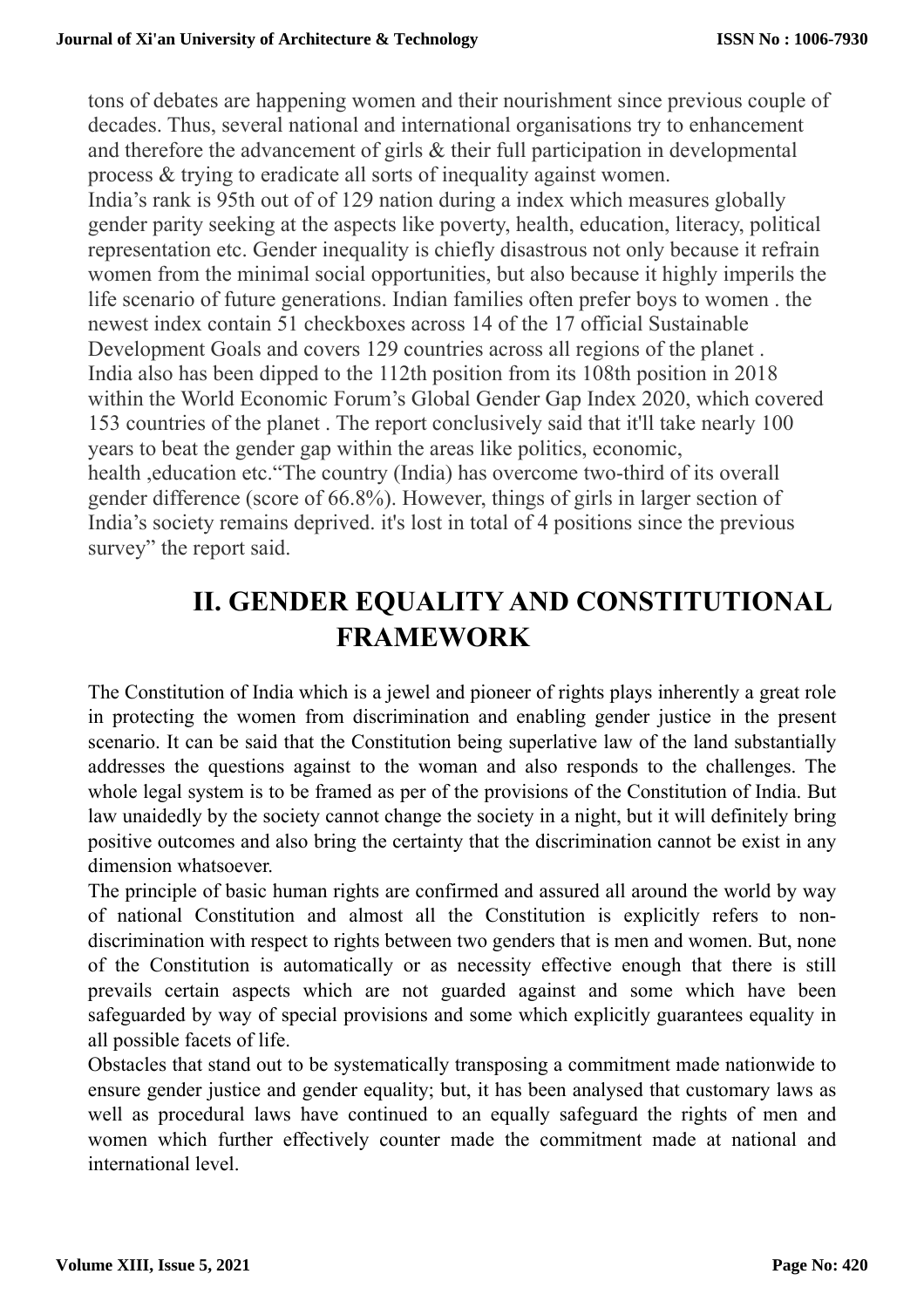tons of debates are happening women and their nourishment since previous couple of decades. Thus, several national and international organisations try to enhancement and therefore the advancement of girls & their full participation in developmental process & trying to eradicate all sorts of inequality against women.

India's rank is 95th out of of 129 nation during a index which measures globally gender parity seeking at the aspects like poverty, health, education, literacy, political representation etc. Gender inequality is chiefly disastrous not only because it refrain women from the minimal social opportunities, but also because it highly imperils the life scenario of future generations. Indian families often prefer boys to women . the newest index contain 51 checkboxes across 14 of the 17 official Sustainable Development Goals and covers 129 countries across all regions of the planet .

India also has been dipped to the 112th position from its 108th position in 2018 within the World Economic Forum's Global Gender Gap Index 2020, which covered 153 countries of the planet . The report conclusively said that it'll take nearly 100 years to beat the gender gap within the areas like politics, economic, health ,education etc."The country (India) has overcome two-third of its overall gender difference (score of 66.8%). However, things of girls in larger section of India's society remains deprived. it's lost in total of 4 positions since the previous survey" the report said.

## II. GENDER EQUALITY AND CONSTITUTIONAL FRAMEWORK

The Constitution of India which is a jewel and pioneer of rights plays inherently a great role in protecting the women from discrimination and enabling gender justice in the present scenario. It can be said that the Constitution being superlative law of the land substantially addresses the questions against to the woman and also responds to the challenges. The whole legal system is to be framed as per of the provisions of the Constitution of India. But law unaidedly by the society cannot change the society in a night, but it will definitely bring positive outcomes and also bring the certainty that the discrimination cannot be exist in any dimension whatsoever.

The principle of basic human rights are confirmed and assured all around the world by way of national Constitution and almost all the Constitution is explicitly refers to non-discrimination with respect to rights between two genders that is men and women. But, none of the Constitution is automatically or as necessity effective enough that there is still prevails certain aspects which are not guarded against and some which have been safeguarded by way of special provisions and some which explicitly guarantees equality in all possible facets of life.

Obstacles that stand out to be systematically transposing a commitment made nationwide to ensure gender justice and gender equality; but, it has been analysed that customary laws as well as procedural laws have continued to an equally safeguard the rights of men and women which further effectively counter made the commitment made at national and international level.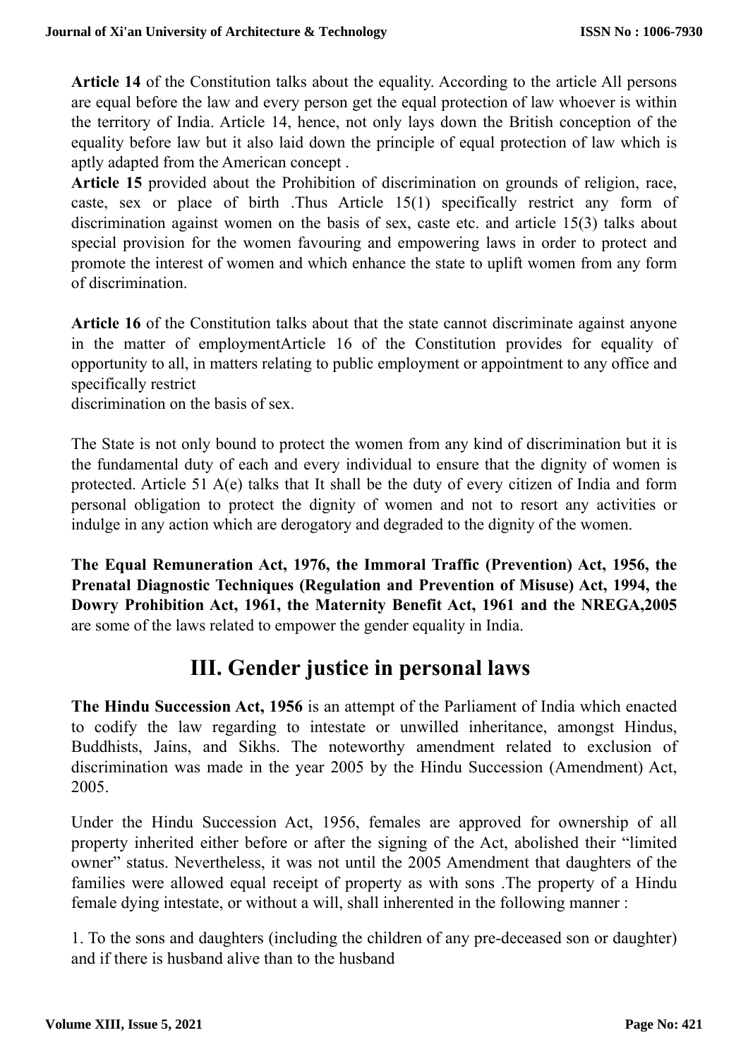**Article 14** of the Constitution talks about the equality. According to the article All persons are equal before the law and every person get the equal protection of law whoever is within the territory of India. Article 14, hence, not only lays down the British conception of the equality before law but it also laid down the principle of equal protection of law which is aptly adapted from the American concept .

**Article 15** provided about the Prohibition of discrimination on grounds of religion, race, caste, sex or place of birth .Thus Article 15(1) specifically restrict any form of discrimination against women on the basis of sex, caste etc. and article 15(3) talks about special provision for the women favouring and empowering laws in order to protect and promote the interest of women and which enhance the state to uplift women from any form of discrimination.

**Article 16** of the Constitution talks about that the state cannot discriminate against anyone in the matter of employmentArticle 16 of the Constitution provides for equality of opportunity to all, in matters relating to public employment or appointment to any office and specifically restrict
discrimination on the basis of sex.

The State is not only bound to protect the women from any kind of discrimination but it is the fundamental duty of each and every individual to ensure that the dignity of women is protected. Article 51 A(e) talks that It shall be the duty of every citizen of India and form personal obligation to protect the dignity of women and not to resort any activities or indulge in any action which are derogatory and degraded to the dignity of the women.

**The Equal Remuneration Act, 1976, the Immoral Traffic (Prevention) Act, 1956, the Prenatal Diagnostic Techniques (Regulation and Prevention of Misuse) Act, 1994, the Dowry Prohibition Act, 1961, the Maternity Benefit Act, 1961 and the NREGA,2005** are some of the laws related to empower the gender equality in India.

## III. Gender justice in personal laws

**The Hindu Succession Act, 1956** is an attempt of the Parliament of India which enacted to codify the law regarding to intestate or unwilled inheritance, amongst Hindus, Buddhists, Jains, and Sikhs. The noteworthy amendment related to exclusion of discrimination was made in the year 2005 by the Hindu Succession (Amendment) Act, 2005.

Under the Hindu Succession Act, 1956, females are approved for ownership of all property inherited either before or after the signing of the Act, abolished their "limited owner" status. Nevertheless, it was not until the 2005 Amendment that daughters of the families were allowed equal receipt of property as with sons .The property of a Hindu female dying intestate, or without a will, shall inherented in the following manner :

1. To the sons and daughters (including the children of any pre-deceased son or daughter) and if there is husband alive than to the husband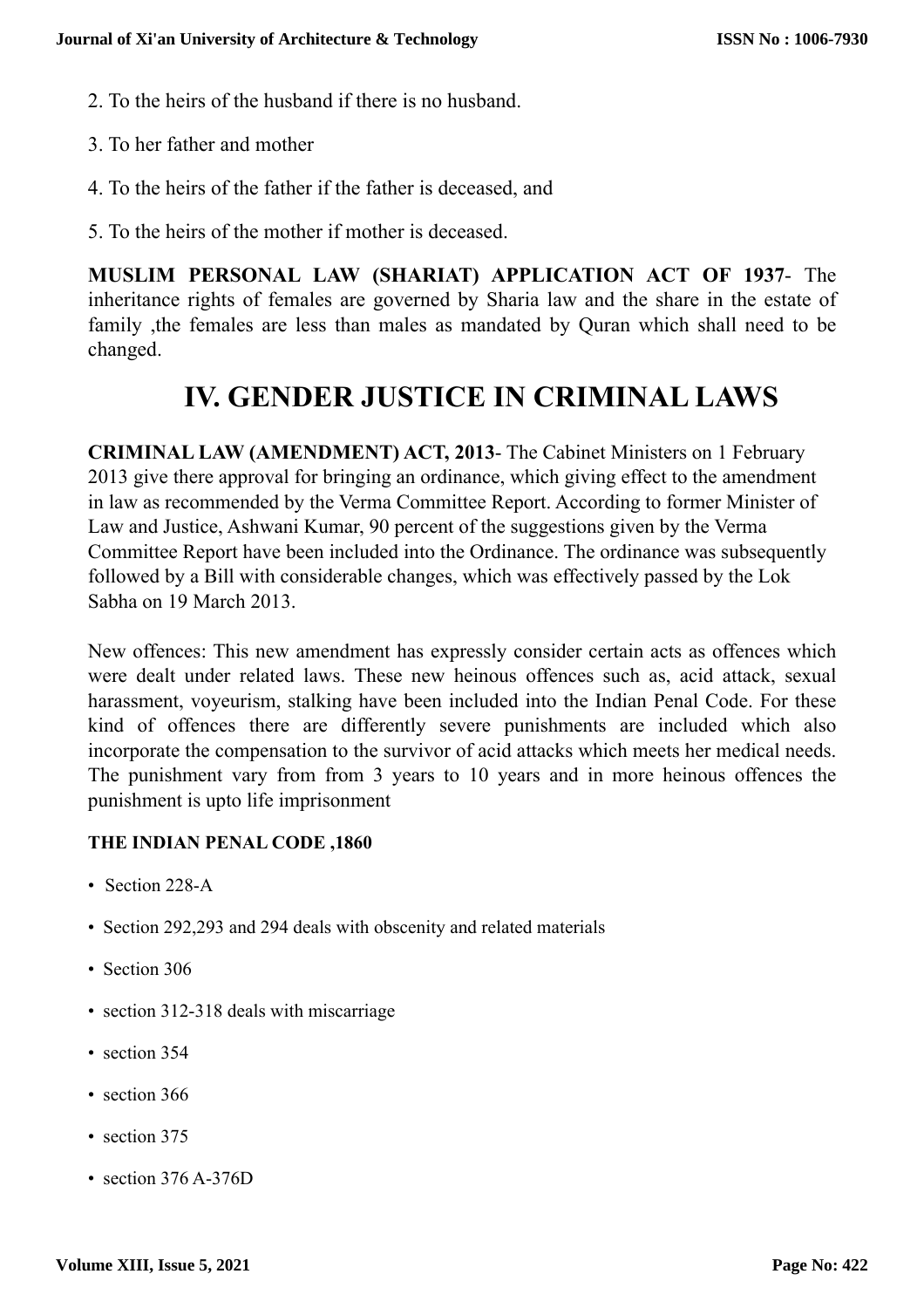2. To the heirs of the husband if there is no husband.

3. To her father and mother

4. To the heirs of the father if the father is deceased, and

5. To the heirs of the mother if mother is deceased.

**MUSLIM PERSONAL LAW (SHARIAT) APPLICATION ACT OF 1937**- The inheritance rights of females are governed by Sharia law and the share in the estate of family ,the females are less than males as mandated by Quran which shall need to be changed.

# IV. GENDER JUSTICE IN CRIMINAL LAWS

**CRIMINAL LAW (AMENDMENT) ACT, 2013**- The Cabinet Ministers on 1 February 2013 give there approval for bringing an ordinance, which giving effect to the amendment in law as recommended by the Verma Committee Report. According to former Minister of Law and Justice, Ashwani Kumar, 90 percent of the suggestions given by the Verma Committee Report have been included into the Ordinance. The ordinance was subsequently followed by a Bill with considerable changes, which was effectively passed by the Lok Sabha on 19 March 2013.

New offences: This new amendment has expressly consider certain acts as offences which were dealt under related laws. These new heinous offences such as, acid attack, sexual harassment, voyeurism, stalking have been included into the Indian Penal Code. For these kind of offences there are differently severe punishments are included which also incorporate the compensation to the survivor of acid attacks which meets her medical needs. The punishment vary from from 3 years to 10 years and in more heinous offences the punishment is upto life imprisonment

**THE INDIAN PENAL CODE ,1860**

- Section 228-A
- Section 292,293 and 294 deals with obscenity and related materials
- Section 306
- section 312-318 deals with miscarriage
- section 354
- section 366
- section 375
- section 376 A-376D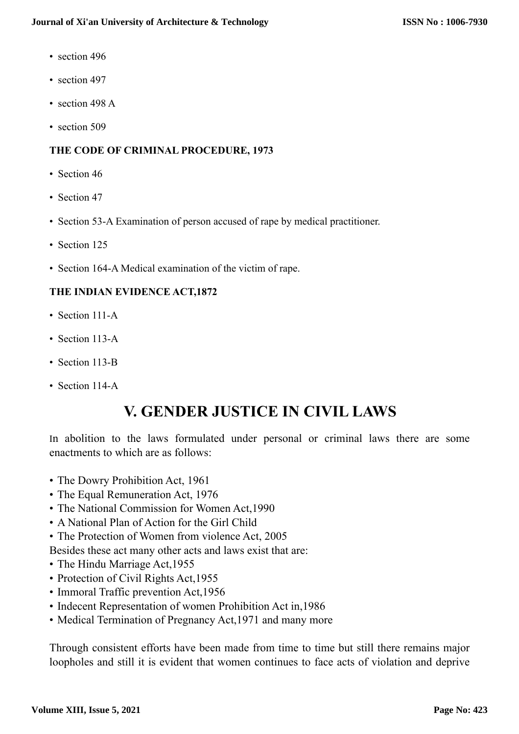- section 496
- section 497
- section 498 A
- section 509

**THE CODE OF CRIMINAL PROCEDURE, 1973**

- Section 46
- Section 47
- Section 53-A Examination of person accused of rape by medical practitioner.
- Section 125
- Section 164-A Medical examination of the victim of rape.

**THE INDIAN EVIDENCE ACT,1872**

- Section 111-A
- Section 113-A
- Section 113-B
- Section 114-A

## V. GENDER JUSTICE IN CIVIL LAWS

In abolition to the laws formulated under personal or criminal laws there are some enactments to which are as follows:

- The Dowry Prohibition Act, 1961
- The Equal Remuneration Act, 1976
- The National Commission for Women Act,1990
- A National Plan of Action for the Girl Child
- The Protection of Women from violence Act, 2005

Besides these act many other acts and laws exist that are:

- The Hindu Marriage Act,1955
- Protection of Civil Rights Act,1955
- Immoral Traffic prevention Act,1956
- Indecent Representation of women Prohibition Act in,1986
- Medical Termination of Pregnancy Act,1971 and many more

Through consistent efforts have been made from time to time but still there remains major loopholes and still it is evident that women continues to face acts of violation and deprive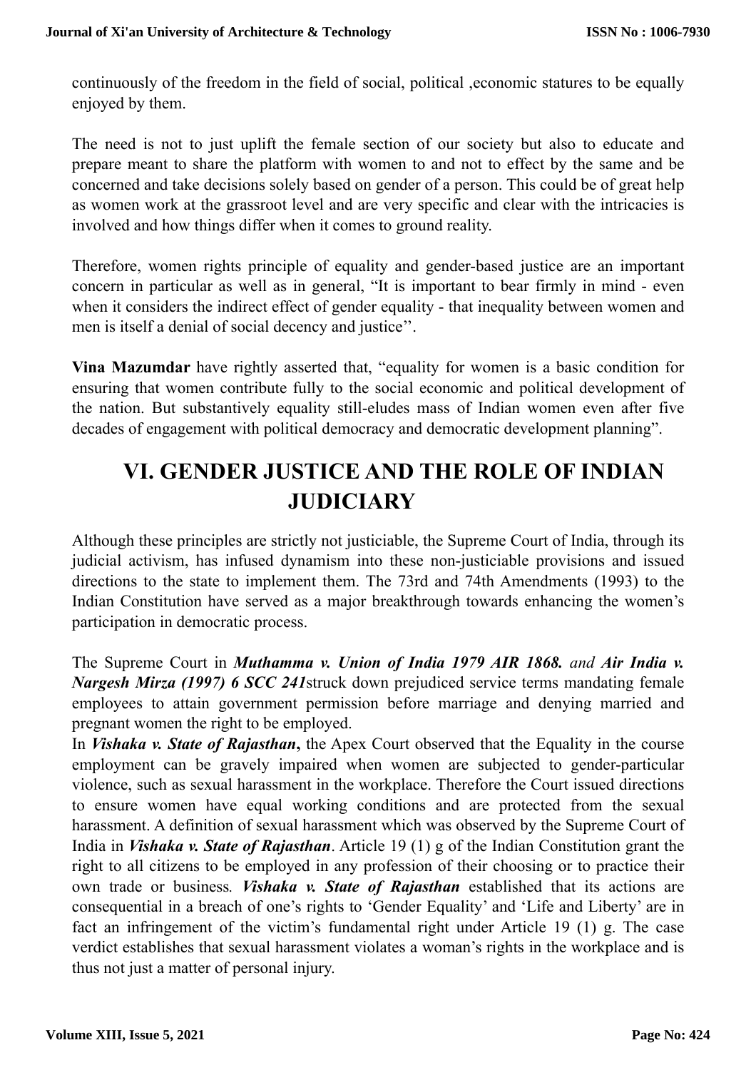continuously of the freedom in the field of social, political ,economic statures to be equally enjoyed by them.

The need is not to just uplift the female section of our society but also to educate and prepare meant to share the platform with women to and not to effect by the same and be concerned and take decisions solely based on gender of a person. This could be of great help as women work at the grassroot level and are very specific and clear with the intricacies is involved and how things differ when it comes to ground reality.

Therefore, women rights principle of equality and gender-based justice are an important concern in particular as well as in general, "It is important to bear firmly in mind - even when it considers the indirect effect of gender equality - that inequality between women and men is itself a denial of social decency and justice''.

**Vina Mazumdar** have rightly asserted that, "equality for women is a basic condition for ensuring that women contribute fully to the social economic and political development of the nation. But substantively equality still-eludes mass of Indian women even after five decades of engagement with political democracy and democratic development planning".

# VI. GENDER JUSTICE AND THE ROLE OF INDIAN JUDICIARY

Although these principles are strictly not justiciable, the Supreme Court of India, through its judicial activism, has infused dynamism into these non-justiciable provisions and issued directions to the state to implement them. The 73rd and 74th Amendments (1993) to the Indian Constitution have served as a major breakthrough towards enhancing the women's participation in democratic process.

The Supreme Court in ***Muthamma v. Union of India 1979 AIR 1868.*** *and* ***Air India v. Nargesh Mirza (1997) 6 SCC 241***struck down prejudiced service terms mandating female employees to attain government permission before marriage and denying married and pregnant women the right to be employed.

In ***Vishaka v. State of Rajasthan*****,** the Apex Court observed that the Equality in the course employment can be gravely impaired when women are subjected to gender-particular violence, such as sexual harassment in the workplace. Therefore the Court issued directions to ensure women have equal working conditions and are protected from the sexual harassment. A definition of sexual harassment which was observed by the Supreme Court of India in ***Vishaka v. State of Rajasthan***. Article 19 (1) g of the Indian Constitution grant the right to all citizens to be employed in any profession of their choosing or to practice their own trade or business. ***Vishaka v. State of Rajasthan*** established that its actions are consequential in a breach of one's rights to 'Gender Equality' and 'Life and Liberty' are in fact an infringement of the victim's fundamental right under Article 19 (1) g. The case verdict establishes that sexual harassment violates a woman's rights in the workplace and is thus not just a matter of personal injury.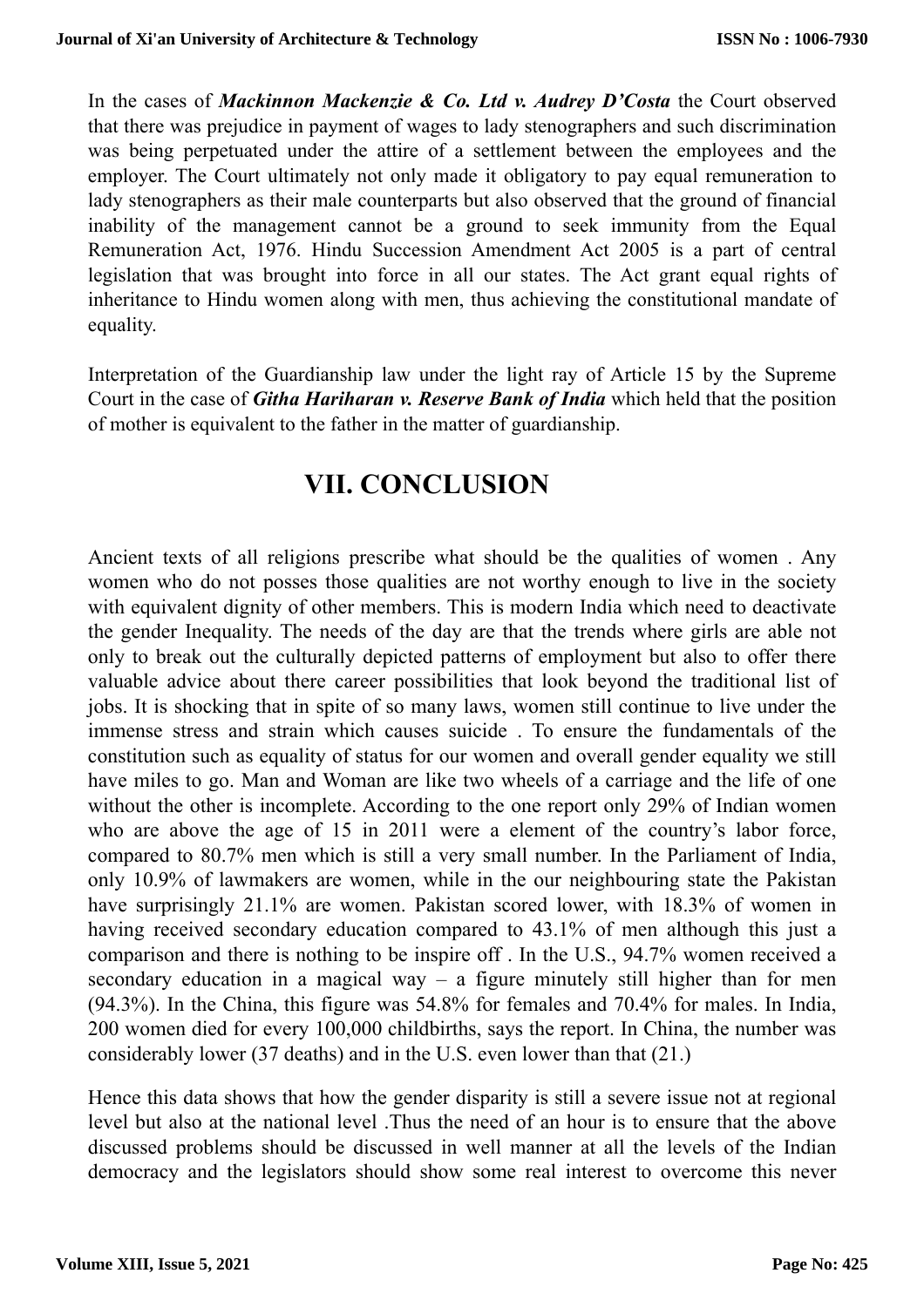In the cases of ***Mackinnon Mackenzie & Co. Ltd v. Audrey D'Costa*** the Court observed that there was prejudice in payment of wages to lady stenographers and such discrimination was being prejuetuated under the attire of a settlement between the employees and the employer. The Court ultimately not only made it obligatory to pay equal remuneration to lady stenographers as their male counterparts but also observed that the ground of financial inability of the management cannot be a ground to seek immunity from the Equal Remuneration Act, 1976. Hindu Succession Amendment Act 2005 is a part of central legislation that was brought into force in all our states. The Act grant equal rights of inheritance to Hindu women along with men, thus achieving the constitutional mandate of equality.

Interpretation of the Guardianship law under the light ray of Article 15 by the Supreme Court in the case of ***Githa Hariharan v. Reserve Bank of India*** which held that the position of mother is equivalent to the father in the matter of guardianship.

# VII. CONCLUSION

Ancient texts of all religions prescribe what should be the qualities of women . Any women who do not posses those qualities are not worthy enough to live in the society with equivalent dignity of other members. This is modern India which need to deactivate the gender Inequality. The needs of the day are that the trends where girls are able not only to break out the culturally depicted patterns of employment but also to offer there valuable advice about there career possibilities that look beyond the traditional list of jobs. It is shocking that in spite of so many laws, women still continue to live under the immense stress and strain which causes suicide . To ensure the fundamentals of the constitution such as equality of status for our women and overall gender equality we still have miles to go. Man and Woman are like two wheels of a carriage and the life of one without the other is incomplete. According to the one report only 29% of Indian women who are above the age of 15 in 2011 were a element of the country's labor force, compared to 80.7% men which is still a very small number. In the Parliament of India, only 10.9% of lawmakers are women, while in the our neighbouring state the Pakistan have surprisingly 21.1% are women. Pakistan scored lower, with 18.3% of women in having received secondary education compared to 43.1% of men although this just a comparison and there is nothing to be inspire off . In the U.S., 94.7% women received a secondary education in a magical way – a figure minutely still higher than for men (94.3%). In the China, this figure was 54.8% for females and 70.4% for males. In India, 200 women died for every 100,000 childbirths, says the report. In China, the number was considerably lower (37 deaths) and in the U.S. even lower than that (21.)

Hence this data shows that how the gender disparity is still a severe issue not at regional level but also at the national level .Thus the need of an hour is to ensure that the above discussed problems should be discussed in well manner at all the levels of the Indian democracy and the legislators should show some real interest to overcome this never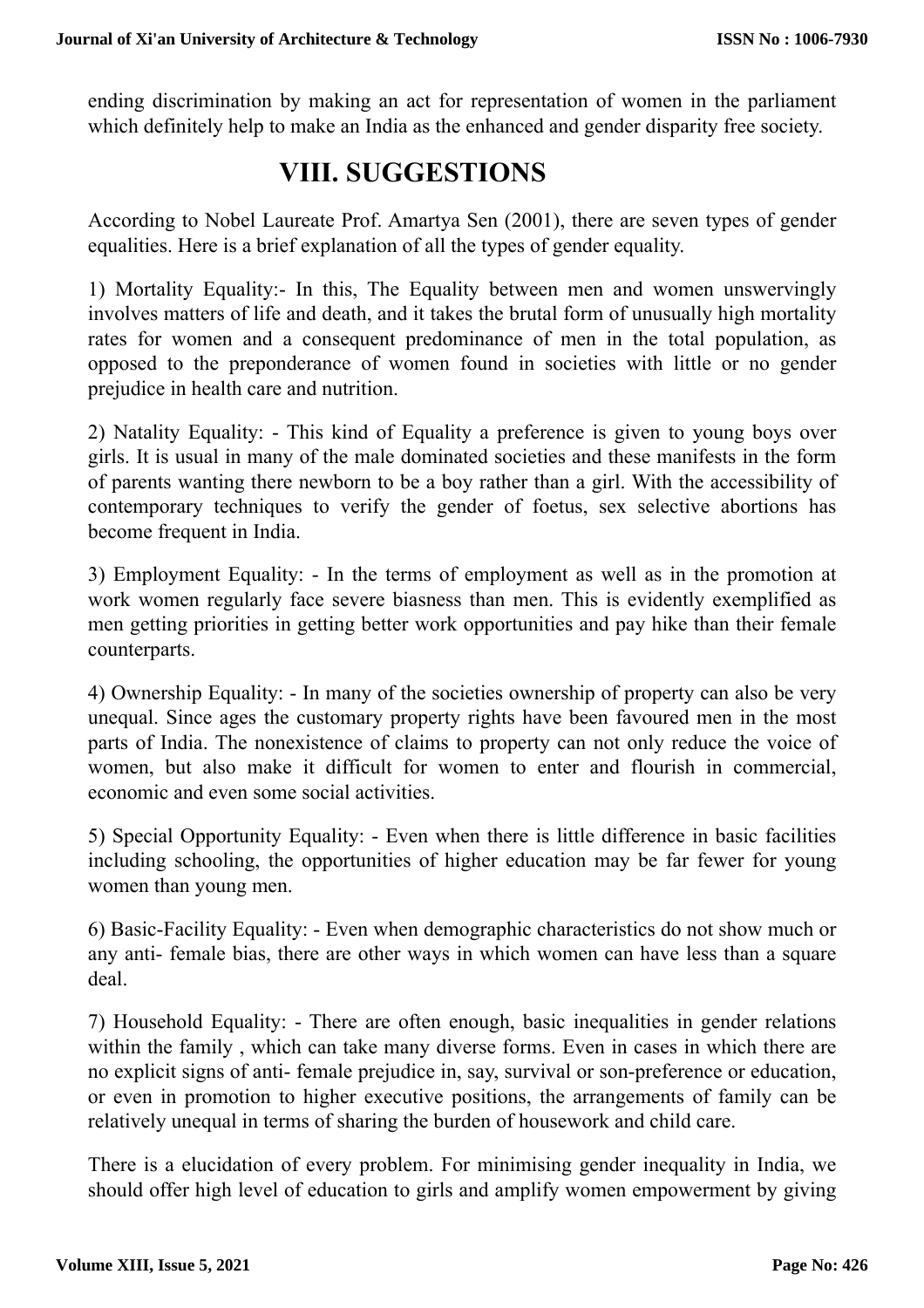ending discrimination by making an act for representation of women in the parliament which definitely help to make an India as the enhanced and gender disparity free society.

# VIII. SUGGESTIONS

According to Nobel Laureate Prof. Amartya Sen (2001), there are seven types of gender equalities. Here is a brief explanation of all the types of gender equality.

1) Mortality Equality:- In this, The Equality between men and women unswervingly involves matters of life and death, and it takes the brutal form of unusually high mortality rates for women and a consequent predominance of men in the total population, as opposed to the preponderance of women found in societies with little or no gender prejudice in health care and nutrition.

2) Natality Equality: - This kind of Equality a preference is given to young boys over girls. It is usual in many of the male dominated societies and these manifests in the form of parents wanting there newborn to be a boy rather than a girl. With the accessibility of contemporary techniques to verify the gender of foetus, sex selective abortions has become frequent in India.

3) Employment Equality: - In the terms of employment as well as in the promotion at work women regularly face severe biasness than men. This is evidently exemplified as men getting priorities in getting better work opportunities and pay hike than their female counterparts.

4) Ownership Equality: - In many of the societies ownership of property can also be very unequal. Since ages the customary property rights have been favoured men in the most parts of India. The nonexistence of claims to property can not only reduce the voice of women, but also make it difficult for women to enter and flourish in commercial, economic and even some social activities.

5) Special Opportunity Equality: - Even when there is little difference in basic facilities including schooling, the opportunities of higher education may be far fewer for young women than young men.

6) Basic-Facility Equality: - Even when demographic characteristics do not show much or any anti- female bias, there are other ways in which women can have less than a square deal.

7) Household Equality: - There are often enough, basic inequalities in gender relations within the family , which can take many diverse forms. Even in cases in which there are no explicit signs of anti- female prejudice in, say, survival or son-preference or education, or even in promotion to higher executive positions, the arrangements of family can be relatively unequal in terms of sharing the burden of housework and child care.

There is a elucidation of every problem. For minimising gender inequality in India, we should offer high level of education to girls and amplify women empowerment by giving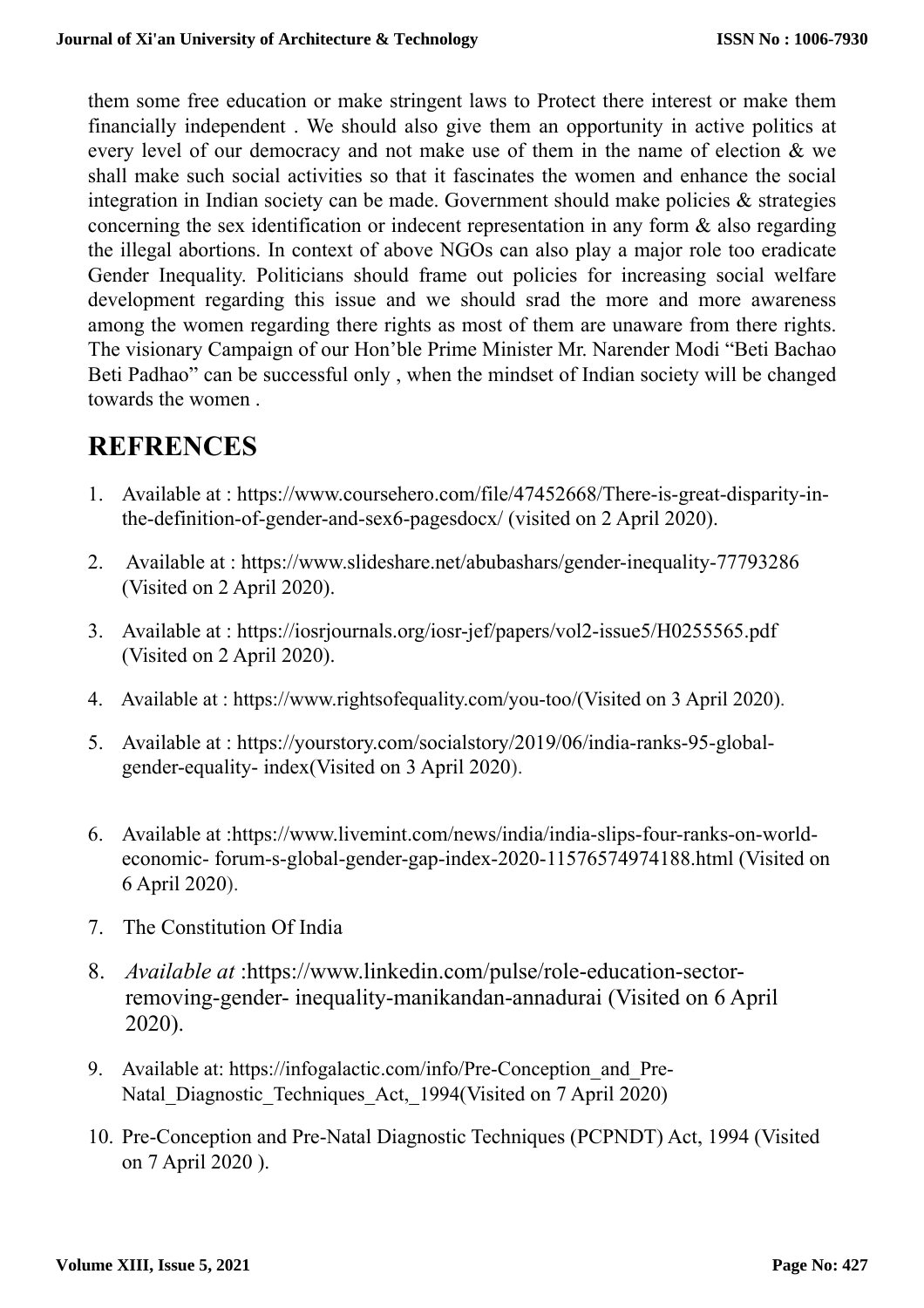them some free education or make stringent laws to Protect there interest or make them financially independent . We should also give them an opportunity in active politics at every level of our democracy and not make use of them in the name of election & we shall make such social activities so that it fascinates the women and enhance the social integration in Indian society can be made. Government should make policies & strategies concerning the sex identification or indecent representation in any form & also regarding the illegal abortions. In context of above NGOs can also play a major role too eradicate Gender Inequality. Politicians should frame out policies for increasing social welfare development regarding this issue and we should srad the more and more awareness among the women regarding there rights as most of them are unaware from there rights. The visionary Campaign of our Hon'ble Prime Minister Mr. Narender Modi "Beti Bachao Beti Padhao" can be successful only , when the mindset of Indian society will be changed towards the women .

# REFRENCES

1. Available at : https://www.coursehero.com/file/47452668/There-is-great-disparity-in-the-definition-of-gender-and-sex6-pagesdocx/ (visited on 2 April 2020).
2. Available at : https://www.slideshare.net/abubashars/gender-inequality-77793286 (Visited on 2 April 2020).
3. Available at : https://iosrjournals.org/iosr-jef/papers/vol2-issue5/H0255565.pdf (Visited on 2 April 2020).
4. Available at : https://www.rightsofequality.com/you-too/(Visited on 3 April 2020).
5. Available at : https://yourstory.com/socialstory/2019/06/india-ranks-95-global-gender-equality- index(Visited on 3 April 2020).
6. Available at :https://www.livemint.com/news/india/india-slips-four-ranks-on-world-economic- forum-s-global-gender-gap-index-2020-11576574974188.html (Visited on 6 April 2020).
7. The Constitution Of India
8. *Available at* :https://www.linkedin.com/pulse/role-education-sector-removing-gender- inequality-manikandan-annadurai (Visited on 6 April 2020).
9. Available at: https://infogalactic.com/info/Pre-Conception_and_Pre-Natal_Diagnostic_Techniques_Act,_1994(Visited on 7 April 2020)
10. Pre-Conception and Pre-Natal Diagnostic Techniques (PCPNDT) Act, 1994 (Visited on 7 April 2020 ).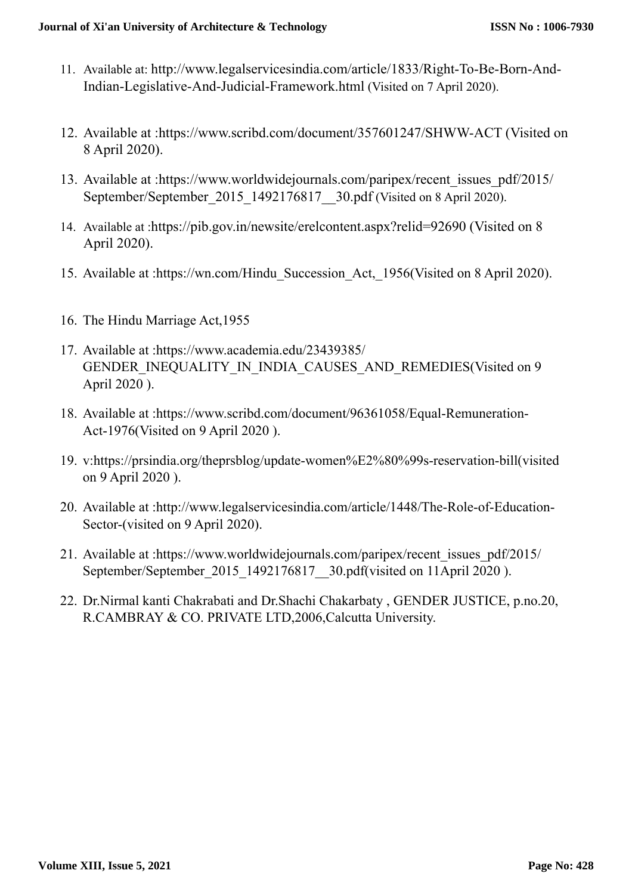11. Available at: http://www.legalservicesindia.com/article/1833/Right-To-Be-Born-And-Indian-Legislative-And-Judicial-Framework.html (Visited on 7 April 2020).
12. Available at :https://www.scribd.com/document/357601247/SHWW-ACT (Visited on 8 April 2020).
13. Available at :https://www.worldwidejournals.com/paripex/recent_issues_pdf/2015/September/September_2015_1492176817__30.pdf (Visited on 8 April 2020).
14. Available at :https://pib.gov.in/newsite/erelcontent.aspx?relid=92690 (Visited on 8 April 2020).
15. Available at :https://wn.com/Hindu_Succession_Act,_1956(Visited on 8 April 2020).
16. The Hindu Marriage Act,1955
17. Available at :https://www.academia.edu/23439385/GENDER_INEQUALITY_IN_INDIA_CAUSES_AND_REMEDIES(Visited on 9 April 2020 ).
18. Available at :https://www.scribd.com/document/96361058/Equal-Remuneration-Act-1976(Visited on 9 April 2020 ).
19. v:https://prsindia.org/theprsblog/update-women%E2%80%99s-reservation-bill(visited on 9 April 2020 ).
20. Available at :http://www.legalservicesindia.com/article/1448/The-Role-of-Education-Sector-(visited on 9 April 2020).
21. Available at :https://www.worldwidejournals.com/paripex/recent_issues_pdf/2015/September/September_2015_1492176817__30.pdf(visited on 11April 2020 ).
22. Dr.Nirmal kanti Chakrabati and Dr.Shachi Chakarbaty , GENDER JUSTICE, p.no.20, R.CAMBRAY & CO. PRIVATE LTD,2006,Calcutta University.